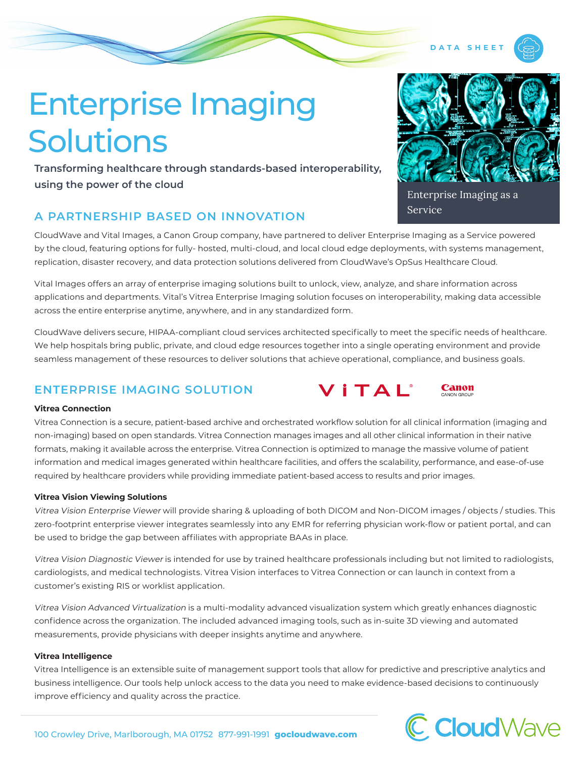DATA SHEET

# Enterprise Imaging Solutions

**Transforming healthcare through standards-based interoperability, using the power of the cloud**

Enterprise Imaging as a Service

## A PARTNERSHIP BASED ON INNOVATION

CloudWave and Vital Images, a Canon Group company, have partnered to deliver Enterprise Imaging as a Service powered by the cloud, featuring options for fully- hosted, multi-cloud, and local cloud edge deployments, with systems management, replication, disaster recovery, and data protection solutions delivered from CloudWave's OpSus Healthcare Cloud.

Vital Images offers an array of enterprise imaging solutions built to unlock, view, analyze, and share information across applications and departments. Vital's Vitrea Enterprise Imaging solution focuses on interoperability, making data accessible across the entire enterprise anytime, anywhere, and in any standardized form.

CloudWave delivers secure, HIPAA-compliant cloud services architected specifically to meet the specific needs of healthcare. We help hospitals bring public, private, and cloud edge resources together into a single operating environment and provide seamless management of these resources to deliver solutions that achieve operational, compliance, and business goals.

## ENTERPRISE IMAGING SOLUTION

**Vitrea Connection**

Vitrea Connection is a secure, patient-based archive and orchestrated workflow solution for all clinical information (imaging and non-imaging) based on open standards. Vitrea Connection manages images and all other clinical information in their native formats, making it available across the enterprise. Vitrea Connection is optimized to manage the massive volume of patient information and medical images generated within healthcare facilities, and offers the scalability, performance, and ease-of-use required by healthcare providers while providing immediate patient-based access to results and prior images.

**Vitrea Vision Viewing Solutions**

*Vitrea Vision Enterprise Viewer* will provide sharing & uploading of both DICOM and Non-DICOM images / objects / studies. This zero-footprint enterprise viewer integrates seamlessly into any EMR for referring physician work-flow or patient portal, and can be used to bridge the gap between affiliates with appropriate BAAs in place.

*Vitrea Vision Diagnostic Viewer* is intended for use by trained healthcare professionals including but not limited to radiologists, cardiologists, and medical technologists. Vitrea Vision interfaces to Vitrea Connection or can launch in context from a customer's existing RIS or worklist application.

*Vitrea Vision Advanced Virtualization* is a multi-modality advanced visualization system which greatly enhances diagnostic confidence across the organization. The included advanced imaging tools, such as in-suite 3D viewing and automated measurements, provide physicians with deeper insights anytime and anywhere.

**Vitrea Intelligence**

Vitrea Intelligence is an extensible suite of management support tools that allow for predictive and prescriptive analytics and business intelligence. Our tools help unlock access to the data you need to make evidence-based decisions to continuously improve efficiency and quality across the practice.

100 Crowley Drive, Marlborough, MA 01752 877-991-1991 **gocloudwave.com**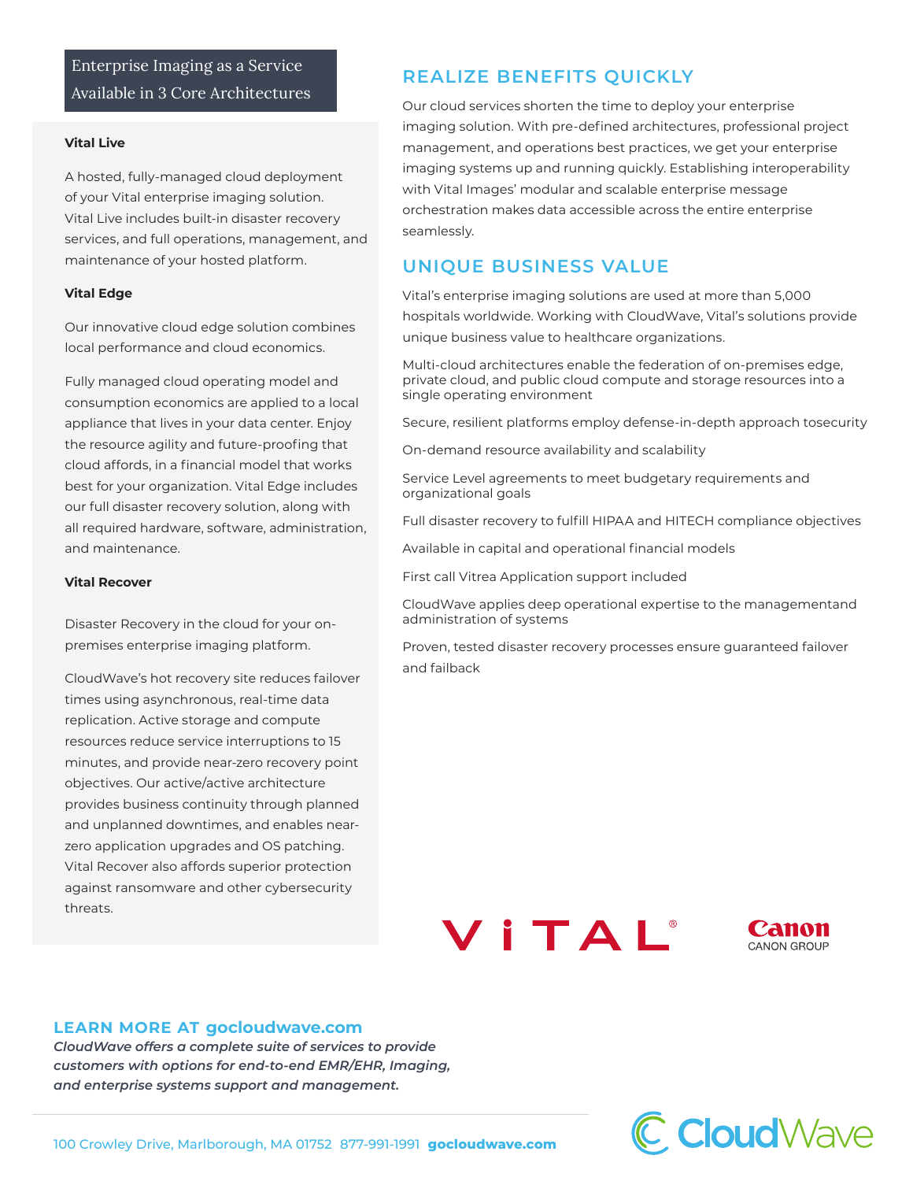## Enterprise Imaging as a Service Available in 3 Core Architectures

**Vital Live**

A hosted, fully-managed cloud deployment of your Vital enterprise imaging solution. Vital Live includes built-in disaster recovery services, and full operations, management, and maintenance of your hosted platform.

**Vital Edge**

Our innovative cloud edge solution combines local performance and cloud economics.

Fully managed cloud operating model and consumption economics are applied to a local appliance that lives in your data center. Enjoy the resource agility and future-proofing that cloud affords, in a financial model that works best for your organization. Vital Edge includes our full disaster recovery solution, along with all required hardware, software, administration, and maintenance.

**Vital Recover**

Disaster Recovery in the cloud for your on-premises enterprise imaging platform.

CloudWave's hot recovery site reduces failover times using asynchronous, real-time data replication. Active storage and compute resources reduce service interruptions to 15 minutes, and provide near-zero recovery point objectives. Our active/active architecture provides business continuity through planned and unplanned downtimes, and enables near-zero application upgrades and OS patching. Vital Recover also affords superior protection against ransomware and other cybersecurity threats.

## REALIZE BENEFITS QUICKLY

Our cloud services shorten the time to deploy your enterprise imaging solution. With pre-defined architectures, professional project management, and operations best practices, we get your enterprise imaging systems up and running quickly. Establishing interoperability with Vital Images' modular and scalable enterprise message orchestration makes data accessible across the entire enterprise seamlessly.

## UNIQUE BUSINESS VALUE

Vital's enterprise imaging solutions are used at more than 5,000 hospitals worldwide. Working with CloudWave, Vital's solutions provide unique business value to healthcare organizations.

Multi-cloud architectures enable the federation of on-premises edge, private cloud, and public cloud compute and storage resources into a single operating environment

Secure, resilient platforms employ defense-in-depth approach tosecurity

On-demand resource availability and scalability

Service Level agreements to meet budgetary requirements and organizational goals

Full disaster recovery to fulfill HIPAA and HITECH compliance objectives

Available in capital and operational financial models

First call Vitrea Application support included

CloudWave applies deep operational expertise to the managementand administration of systems

Proven, tested disaster recovery processes ensure guaranteed failover and failback

VITAL®

Canon
CANON GROUP

**LEARN MORE AT gocloudwave.com**

***CloudWave offers a complete suite of services to provide customers with options for end-to-end EMR/EHR, Imaging, and enterprise systems support and management.***

100 Crowley Drive, Marlborough, MA 01752 877-991-1991 **gocloudwave.com**

CloudWave